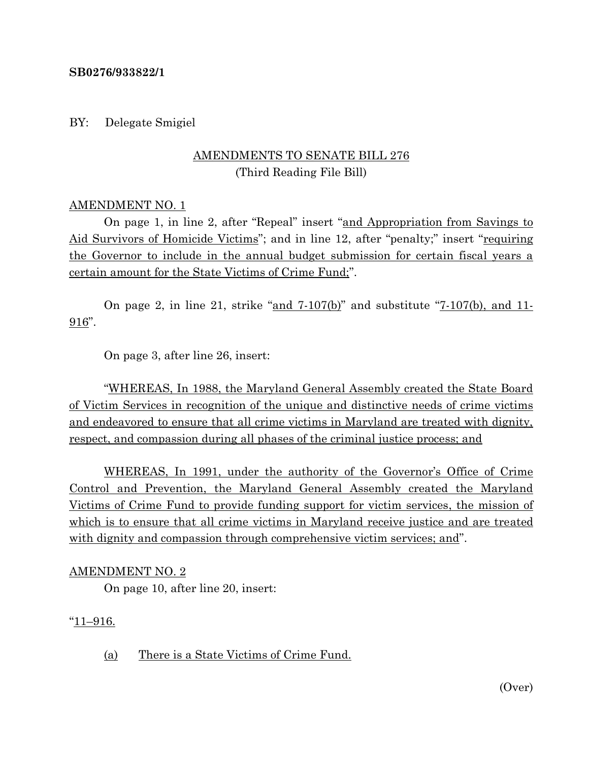**SB0276/933822/1**

BY: Delegate Smigiel

AMENDMENTS TO SENATE BILL 276
(Third Reading File Bill)

AMENDMENT NO. 1

On page 1, in line 2, after "Repeal" insert "and Appropriation from Savings to Aid Survivors of Homicide Victims"; and in line 12, after "penalty;" insert "requiring the Governor to include in the annual budget submission for certain fiscal years a certain amount for the State Victims of Crime Fund;".

On page 2, in line 21, strike "and 7-107(b)" and substitute "7-107(b), and 11-916".

On page 3, after line 26, insert:

"WHEREAS, In 1988, the Maryland General Assembly created the State Board of Victim Services in recognition of the unique and distinctive needs of crime victims and endeavored to ensure that all crime victims in Maryland are treated with dignity, respect, and compassion during all phases of the criminal justice process; and

WHEREAS, In 1991, under the authority of the Governor's Office of Crime Control and Prevention, the Maryland General Assembly created the Maryland Victims of Crime Fund to provide funding support for victim services, the mission of which is to ensure that all crime victims in Maryland receive justice and are treated with dignity and compassion through comprehensive victim services; and".

AMENDMENT NO. 2

On page 10, after line 20, insert:

"11–916.

(a) There is a State Victims of Crime Fund.

(Over)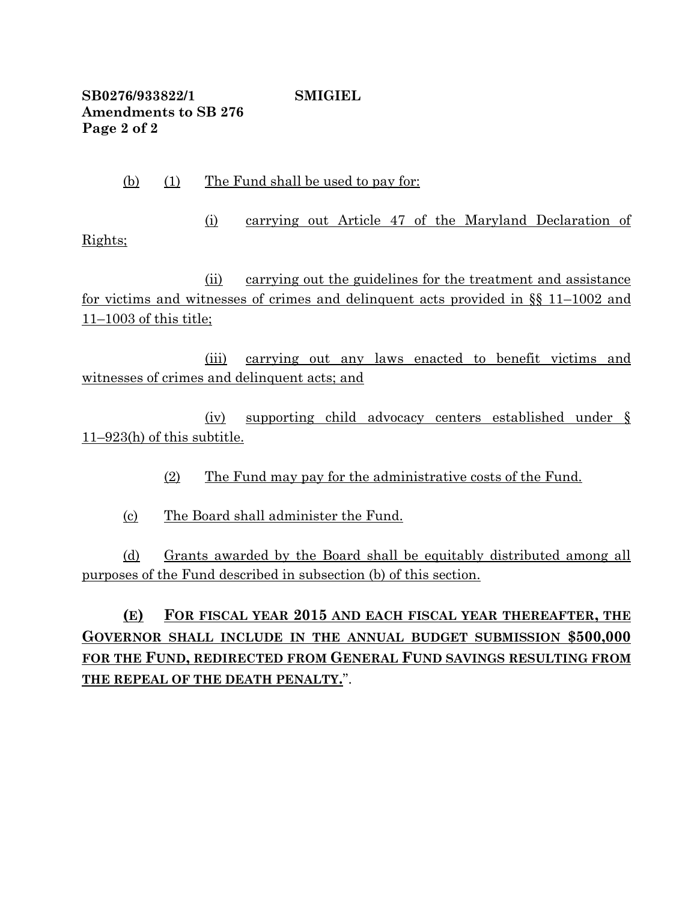(b) (1) The Fund shall be used to pay for:

(i) carrying out Article 47 of the Maryland Declaration of Rights;

(ii) carrying out the guidelines for the treatment and assistance for victims and witnesses of crimes and delinquent acts provided in §§ 11–1002 and 11–1003 of this title;

(iii) carrying out any laws enacted to benefit victims and witnesses of crimes and delinquent acts; and

(iv) supporting child advocacy centers established under § 11–923(h) of this subtitle.

(2) The Fund may pay for the administrative costs of the Fund.

(c) The Board shall administer the Fund.

(d) Grants awarded by the Board shall be equitably distributed among all purposes of the Fund described in subsection (b) of this section.

**(E) FOR FISCAL YEAR 2015 AND EACH FISCAL YEAR THEREAFTER, THE GOVERNOR SHALL INCLUDE IN THE ANNUAL BUDGET SUBMISSION $500,000 FOR THE FUND, REDIRECTED FROM GENERAL FUND SAVINGS RESULTING FROM THE REPEAL OF THE DEATH PENALTY.**".